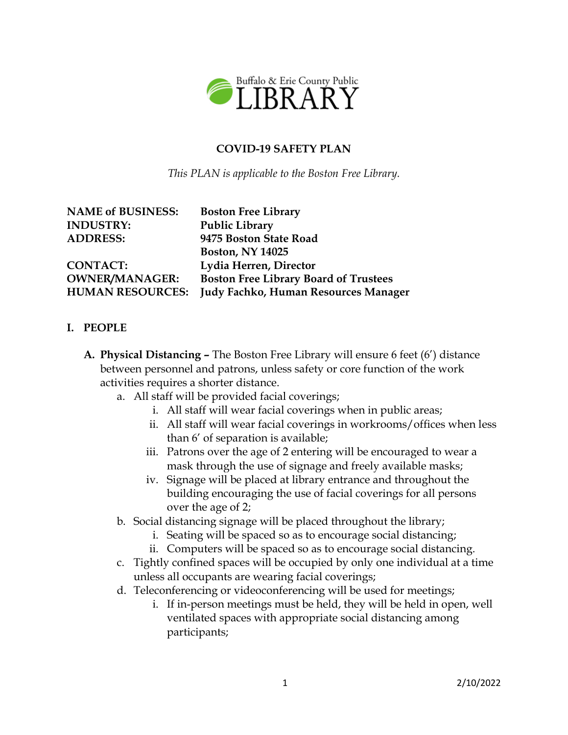Buffalo & Erie County Public LIBRARY

**COVID-19 SAFETY PLAN**

*This PLAN is applicable to the Boston Free Library.*

| | |
|---|---|
| **NAME of BUSINESS:** | **Boston Free Library** |
| **INDUSTRY:** | **Public Library** |
| **ADDRESS:** | **9475 Boston State Road** |
| | **Boston, NY 14025** |
| **CONTACT:** | **Lydia Herren, Director** |
| **OWNER/MANAGER:** | **Boston Free Library Board of Trustees** |
| **HUMAN RESOURCES:** | **Judy Fachko, Human Resources Manager** |

## I. PEOPLE

**A. Physical Distancing –** The Boston Free Library will ensure 6 feet (6′) distance between personnel and patrons, unless safety or core function of the work activities requires a shorter distance.

a. All staff will be provided facial coverings;
   - i. All staff will wear facial coverings when in public areas;
   - ii. All staff will wear facial coverings in workrooms/offices when less than 6′ of separation is available;
   - iii. Patrons over the age of 2 entering will be encouraged to wear a mask through the use of signage and freely available masks;
   - iv. Signage will be placed at library entrance and throughout the building encouraging the use of facial coverings for all persons over the age of 2;

b. Social distancing signage will be placed throughout the library;
   - i. Seating will be spaced so as to encourage social distancing;
   - ii. Computers will be spaced so as to encourage social distancing.

c. Tightly confined spaces will be occupied by only one individual at a time unless all occupants are wearing facial coverings;

d. Teleconferencing or videoconferencing will be used for meetings;
   - i. If in-person meetings must be held, they will be held in open, well ventilated spaces with appropriate social distancing among participants;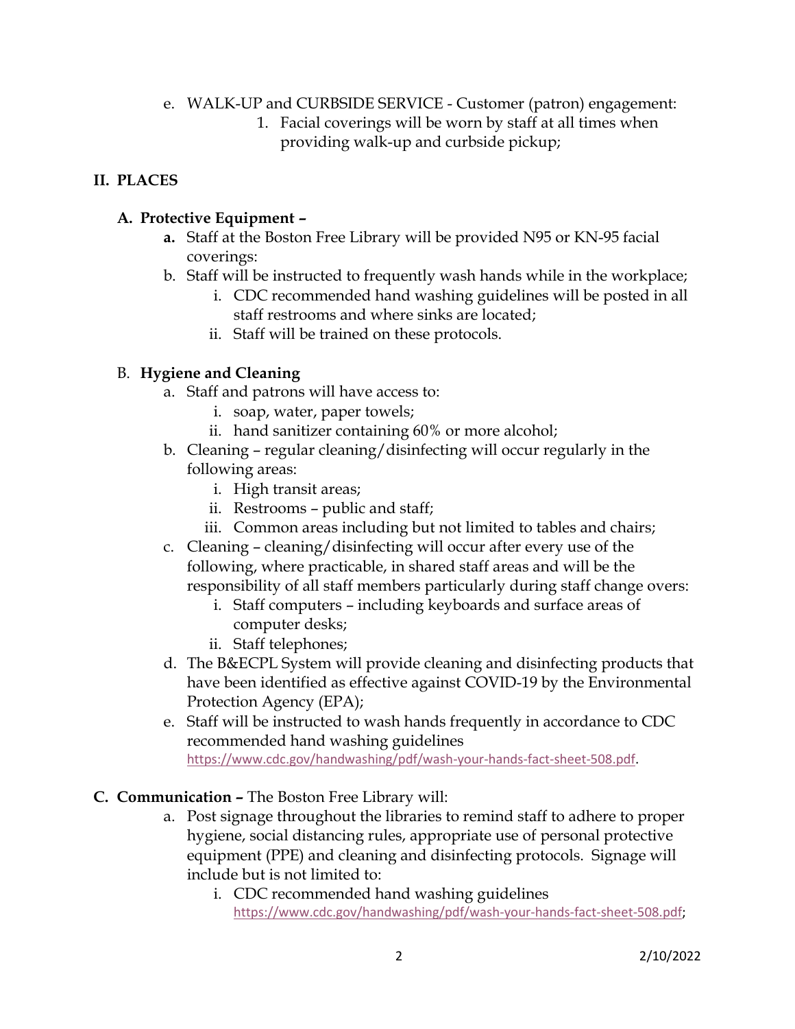e. WALK-UP and CURBSIDE SERVICE - Customer (patron) engagement:
    1. Facial coverings will be worn by staff at all times when providing walk-up and curbside pickup;

## II. PLACES

### A. Protective Equipment –

- **a.** Staff at the Boston Free Library will be provided N95 or KN-95 facial coverings:
- b. Staff will be instructed to frequently wash hands while in the workplace;
    - i. CDC recommended hand washing guidelines will be posted in all staff restrooms and where sinks are located;
    - ii. Staff will be trained on these protocols.

### B. Hygiene and Cleaning

- a. Staff and patrons will have access to:
    - i. soap, water, paper towels;
    - ii. hand sanitizer containing 60% or more alcohol;
- b. Cleaning – regular cleaning/disinfecting will occur regularly in the following areas:
    - i. High transit areas;
    - ii. Restrooms – public and staff;
    - iii. Common areas including but not limited to tables and chairs;
- c. Cleaning – cleaning/disinfecting will occur after every use of the following, where practicable, in shared staff areas and will be the responsibility of all staff members particularly during staff change overs:
    - i. Staff computers – including keyboards and surface areas of computer desks;
    - ii. Staff telephones;
- d. The B&ECPL System will provide cleaning and disinfecting products that have been identified as effective against COVID-19 by the Environmental Protection Agency (EPA);
- e. Staff will be instructed to wash hands frequently in accordance to CDC recommended hand washing guidelines https://www.cdc.gov/handwashing/pdf/wash-your-hands-fact-sheet-508.pdf.

### C. Communication – The Boston Free Library will:

- a. Post signage throughout the libraries to remind staff to adhere to proper hygiene, social distancing rules, appropriate use of personal protective equipment (PPE) and cleaning and disinfecting protocols. Signage will include but is not limited to:
    - i. CDC recommended hand washing guidelines https://www.cdc.gov/handwashing/pdf/wash-your-hands-fact-sheet-508.pdf;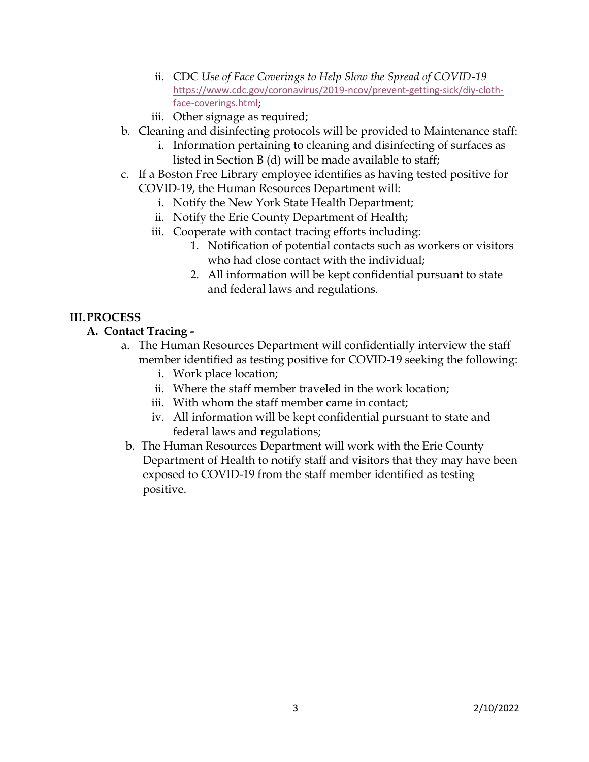ii. CDC *Use of Face Coverings to Help Slow the Spread of COVID-19* https://www.cdc.gov/coronavirus/2019-ncov/prevent-getting-sick/diy-cloth-face-coverings.html;
   iii. Other signage as required;

b. Cleaning and disinfecting protocols will be provided to Maintenance staff:
   i. Information pertaining to cleaning and disinfecting of surfaces as listed in Section B (d) will be made available to staff;

c. If a Boston Free Library employee identifies as having tested positive for COVID-19, the Human Resources Department will:
   i. Notify the New York State Health Department;
   ii. Notify the Erie County Department of Health;
   iii. Cooperate with contact tracing efforts including:
      1. Notification of potential contacts such as workers or visitors who had close contact with the individual;
      2. All information will be kept confidential pursuant to state and federal laws and regulations.

## III. PROCESS

### A. Contact Tracing -

a. The Human Resources Department will confidentially interview the staff member identified as testing positive for COVID-19 seeking the following:
   i. Work place location;
   ii. Where the staff member traveled in the work location;
   iii. With whom the staff member came in contact;
   iv. All information will be kept confidential pursuant to state and federal laws and regulations;

b. The Human Resources Department will work with the Erie County Department of Health to notify staff and visitors that they may have been exposed to COVID-19 from the staff member identified as testing positive.